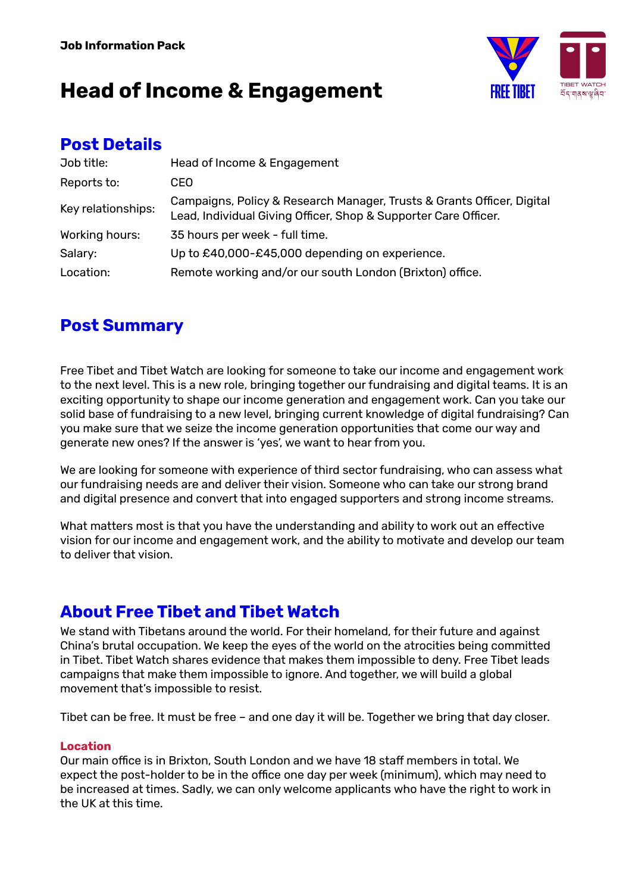**Job Information Pack**

# Head of Income & Engagement

## Post Details

| | |
|---|---|
| Job title: | Head of Income & Engagement |
| Reports to: | CEO |
| Key relationships: | Campaigns, Policy & Research Manager, Trusts & Grants Officer, Digital Lead, Individual Giving Officer, Shop & Supporter Care Officer. |
| Working hours: | 35 hours per week - full time. |
| Salary: | Up to £40,000-£45,000 depending on experience. |
| Location: | Remote working and/or our south London (Brixton) office. |

## Post Summary

Free Tibet and Tibet Watch are looking for someone to take our income and engagement work to the next level. This is a new role, bringing together our fundraising and digital teams. It is an exciting opportunity to shape our income generation and engagement work. Can you take our solid base of fundraising to a new level, bringing current knowledge of digital fundraising? Can you make sure that we seize the income generation opportunities that come our way and generate new ones? If the answer is 'yes', we want to hear from you.

We are looking for someone with experience of third sector fundraising, who can assess what our fundraising needs are and deliver their vision. Someone who can take our strong brand and digital presence and convert that into engaged supporters and strong income streams.

What matters most is that you have the understanding and ability to work out an effective vision for our income and engagement work, and the ability to motivate and develop our team to deliver that vision.

## About Free Tibet and Tibet Watch

We stand with Tibetans around the world. For their homeland, for their future and against China's brutal occupation. We keep the eyes of the world on the atrocities being committed in Tibet. Tibet Watch shares evidence that makes them impossible to deny. Free Tibet leads campaigns that make them impossible to ignore. And together, we will build a global movement that's impossible to resist.

Tibet can be free. It must be free – and one day it will be. Together we bring that day closer.

### Location

Our main office is in Brixton, South London and we have 18 staff members in total. We expect the post-holder to be in the office one day per week (minimum), which may need to be increased at times. Sadly, we can only welcome applicants who have the right to work in the UK at this time.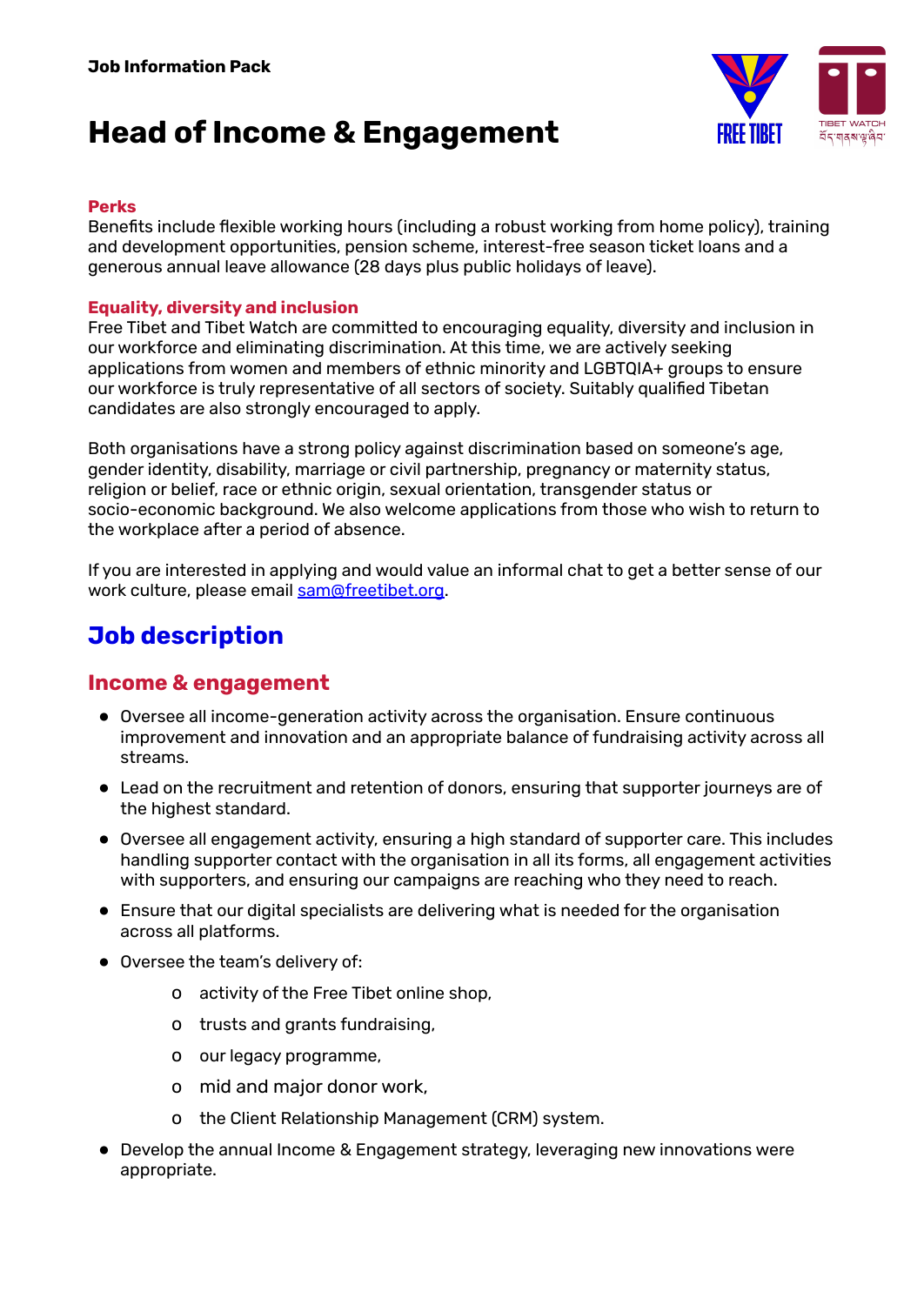Job Information Pack

# Head of Income & Engagement

**Perks**

Benefits include flexible working hours (including a robust working from home policy), training and development opportunities, pension scheme, interest-free season ticket loans and a generous annual leave allowance (28 days plus public holidays of leave).

**Equality, diversity and inclusion**

Free Tibet and Tibet Watch are committed to encouraging equality, diversity and inclusion in our workforce and eliminating discrimination. At this time, we are actively seeking applications from women and members of ethnic minority and LGBTQIA+ groups to ensure our workforce is truly representative of all sectors of society. Suitably qualified Tibetan candidates are also strongly encouraged to apply.

Both organisations have a strong policy against discrimination based on someone's age, gender identity, disability, marriage or civil partnership, pregnancy or maternity status, religion or belief, race or ethnic origin, sexual orientation, transgender status or socio-economic background. We also welcome applications from those who wish to return to the workplace after a period of absence.

If you are interested in applying and would value an informal chat to get a better sense of our work culture, please email [sam@freetibet.org](mailto:sam@freetibet.org).

## Job description

### Income & engagement

- Oversee all income-generation activity across the organisation. Ensure continuous improvement and innovation and an appropriate balance of fundraising activity across all streams.
- Lead on the recruitment and retention of donors, ensuring that supporter journeys are of the highest standard.
- Oversee all engagement activity, ensuring a high standard of supporter care. This includes handling supporter contact with the organisation in all its forms, all engagement activities with supporters, and ensuring our campaigns are reaching who they need to reach.
- Ensure that our digital specialists are delivering what is needed for the organisation across all platforms.
- Oversee the team's delivery of:
    - activity of the Free Tibet online shop,
    - trusts and grants fundraising,
    - our legacy programme,
    - mid and major donor work,
    - the Client Relationship Management (CRM) system.
- Develop the annual Income & Engagement strategy, leveraging new innovations were appropriate.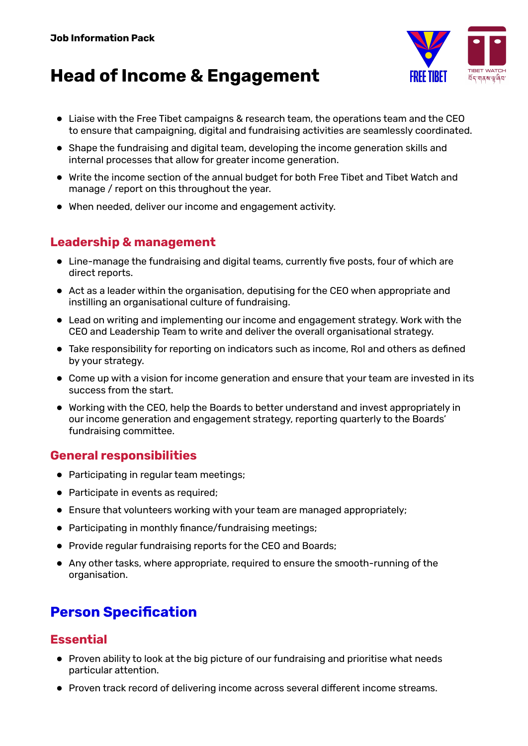- Liaise with the Free Tibet campaigns & research team, the operations team and the CEO to ensure that campaigning, digital and fundraising activities are seamlessly coordinated.
- Shape the fundraising and digital team, developing the income generation skills and internal processes that allow for greater income generation.
- Write the income section of the annual budget for both Free Tibet and Tibet Watch and manage / report on this throughout the year.
- When needed, deliver our income and engagement activity.

### Leadership & management

- Line-manage the fundraising and digital teams, currently five posts, four of which are direct reports.
- Act as a leader within the organisation, deputising for the CEO when appropriate and instilling an organisational culture of fundraising.
- Lead on writing and implementing our income and engagement strategy. Work with the CEO and Leadership Team to write and deliver the overall organisational strategy.
- Take responsibility for reporting on indicators such as income, RoI and others as defined by your strategy.
- Come up with a vision for income generation and ensure that your team are invested in its success from the start.
- Working with the CEO, help the Boards to better understand and invest appropriately in our income generation and engagement strategy, reporting quarterly to the Boards' fundraising committee.

### General responsibilities

- Participating in regular team meetings;
- Participate in events as required;
- Ensure that volunteers working with your team are managed appropriately;
- Participating in monthly finance/fundraising meetings;
- Provide regular fundraising reports for the CEO and Boards;
- Any other tasks, where appropriate, required to ensure the smooth-running of the organisation.

## Person Specification

### Essential

- Proven ability to look at the big picture of our fundraising and prioritise what needs particular attention.
- Proven track record of delivering income across several different income streams.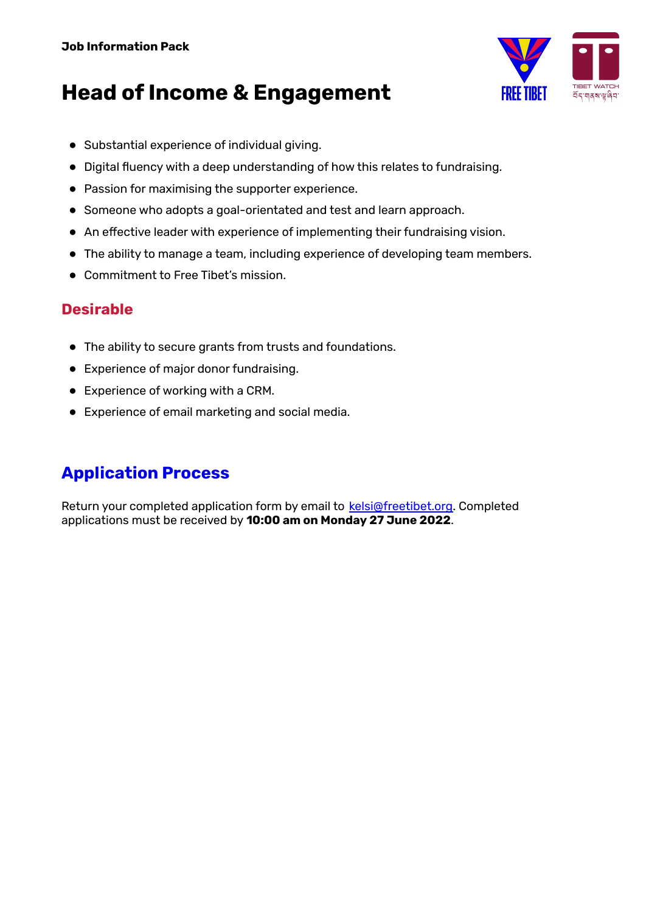- Substantial experience of individual giving.
- Digital fluency with a deep understanding of how this relates to fundraising.
- Passion for maximising the supporter experience.
- Someone who adopts a goal-orientated and test and learn approach.
- An effective leader with experience of implementing their fundraising vision.
- The ability to manage a team, including experience of developing team members.
- Commitment to Free Tibet's mission.

## Desirable

- The ability to secure grants from trusts and foundations.
- Experience of major donor fundraising.
- Experience of working with a CRM.
- Experience of email marketing and social media.

## Application Process

Return your completed application form by email to kelsi@freetibet.org. Completed applications must be received by **10:00 am on Monday 27 June 2022**.